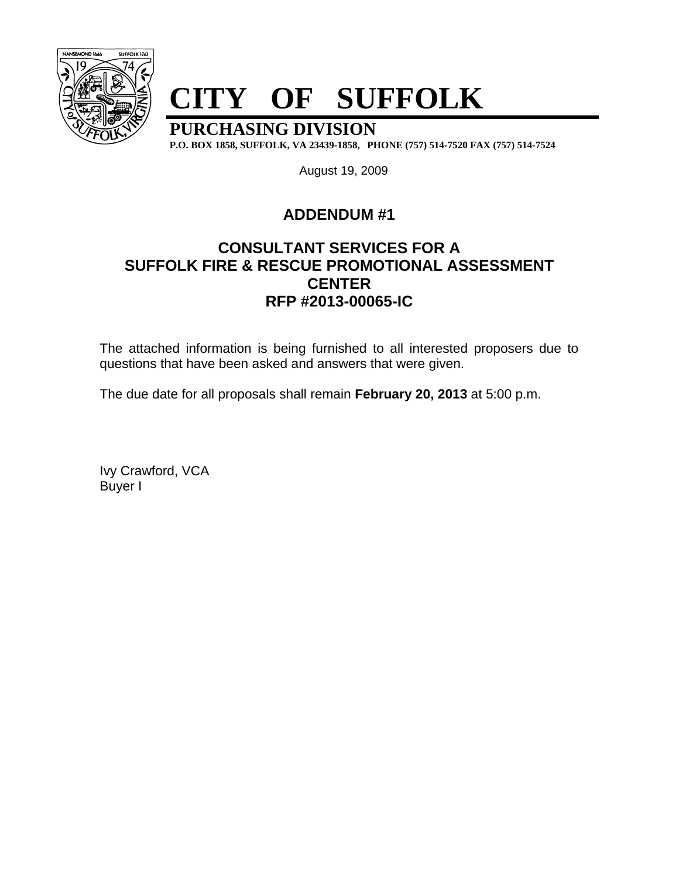# CITY OF SUFFOLK

## PURCHASING DIVISION

**P.O. BOX 1858, SUFFOLK, VA 23439-1858, PHONE (757) 514-7520 FAX (757) 514-7524**

August 19, 2009

### ADDENDUM #1

### CONSULTANT SERVICES FOR A SUFFOLK FIRE & RESCUE PROMOTIONAL ASSESSMENT CENTER RFP #2013-00065-IC

The attached information is being furnished to all interested proposers due to questions that have been asked and answers that were given.

The due date for all proposals shall remain **February 20, 2013** at 5:00 p.m.

Ivy Crawford, VCA
Buyer I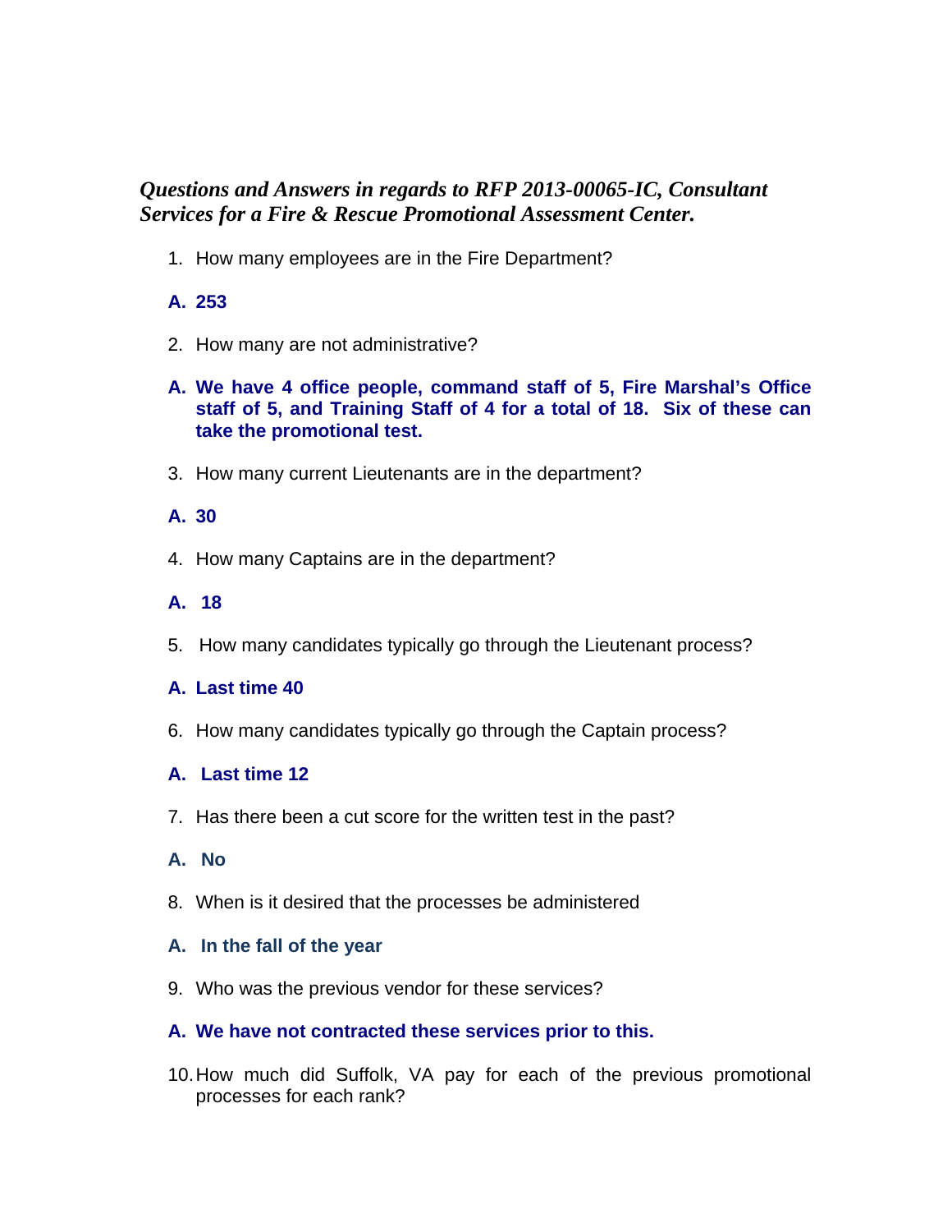***Questions and Answers in regards to RFP 2013-00065-IC, Consultant Services for a Fire & Rescue Promotional Assessment Center.***

1. How many employees are in the Fire Department?

**A. 253**

2. How many are not administrative?

**A. We have 4 office people, command staff of 5, Fire Marshal's Office staff of 5, and Training Staff of 4 for a total of 18. Six of these can take the promotional test.**

3. How many current Lieutenants are in the department?

**A. 30**

4. How many Captains are in the department?

**A. 18**

5. How many candidates typically go through the Lieutenant process?

**A. Last time 40**

6. How many candidates typically go through the Captain process?

**A. Last time 12**

7. Has there been a cut score for the written test in the past?

**A. No**

8. When is it desired that the processes be administered

**A. In the fall of the year**

9. Who was the previous vendor for these services?

**A. We have not contracted these services prior to this.**

10. How much did Suffolk, VA pay for each of the previous promotional processes for each rank?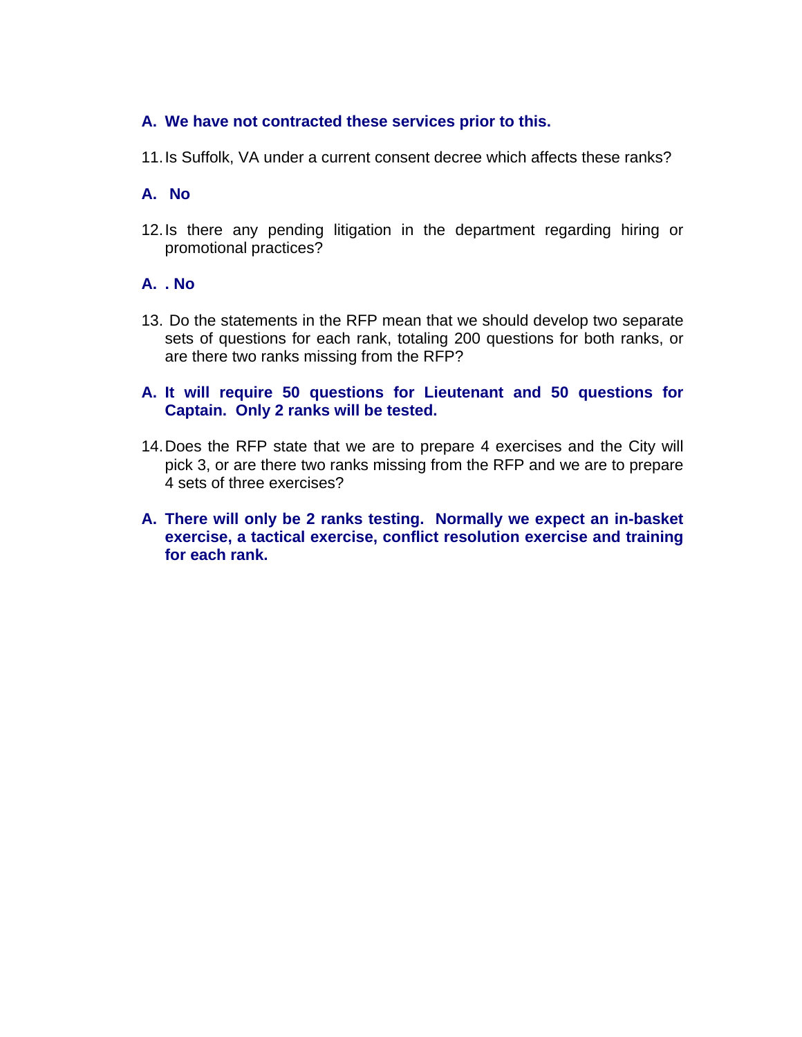**A. We have not contracted these services prior to this.**

11. Is Suffolk, VA under a current consent decree which affects these ranks?

**A. No**

12. Is there any pending litigation in the department regarding hiring or promotional practices?

**A. . No**

13. Do the statements in the RFP mean that we should develop two separate sets of questions for each rank, totaling 200 questions for both ranks, or are there two ranks missing from the RFP?

**A. It will require 50 questions for Lieutenant and 50 questions for Captain. Only 2 ranks will be tested.**

14. Does the RFP state that we are to prepare 4 exercises and the City will pick 3, or are there two ranks missing from the RFP and we are to prepare 4 sets of three exercises?

**A. There will only be 2 ranks testing. Normally we expect an in-basket exercise, a tactical exercise, conflict resolution exercise and training for each rank.**